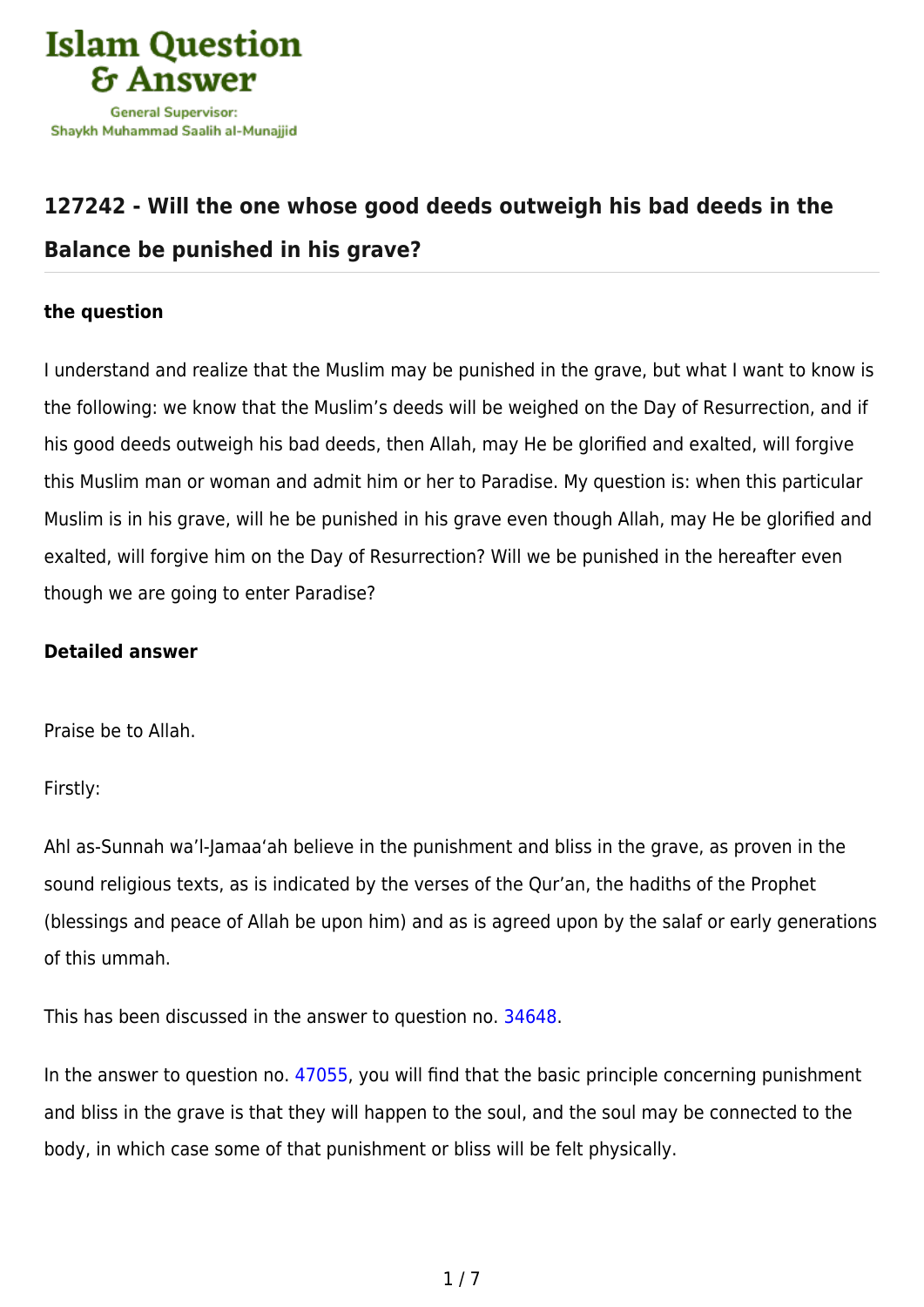Islam Question & Answer

General Supervisor: Shaykh Muhammad Saalih al-Munajjid

## 127242 - Will the one whose good deeds outweigh his bad deeds in the Balance be punished in his grave?

### the question

I understand and realize that the Muslim may be punished in the grave, but what I want to know is the following: we know that the Muslim's deeds will be weighed on the Day of Resurrection, and if his good deeds outweigh his bad deeds, then Allah, may He be glorified and exalted, will forgive this Muslim man or woman and admit him or her to Paradise. My question is: when this particular Muslim is in his grave, will he be punished in his grave even though Allah, may He be glorified and exalted, will forgive him on the Day of Resurrection? Will we be punished in the hereafter even though we are going to enter Paradise?

### Detailed answer

Praise be to Allah.

Firstly:

Ahl as-Sunnah wa'l-Jamaa'ah believe in the punishment and bliss in the grave, as proven in the sound religious texts, as is indicated by the verses of the Qur'an, the hadiths of the Prophet (blessings and peace of Allah be upon him) and as is agreed upon by the salaf or early generations of this ummah.

This has been discussed in the answer to question no. 34648.

In the answer to question no. 47055, you will find that the basic principle concerning punishment and bliss in the grave is that they will happen to the soul, and the soul may be connected to the body, in which case some of that punishment or bliss will be felt physically.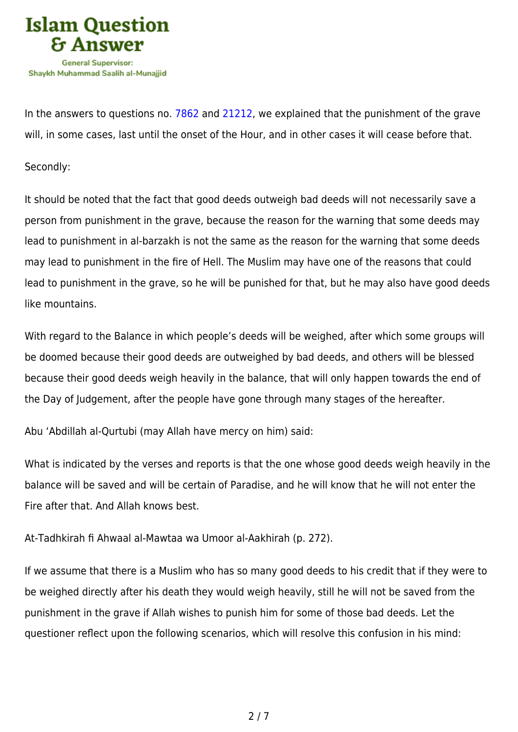In the answers to questions no. 7862 and 21212, we explained that the punishment of the grave will, in some cases, last until the onset of the Hour, and in other cases it will cease before that.

Secondly:

It should be noted that the fact that good deeds outweigh bad deeds will not necessarily save a person from punishment in the grave, because the reason for the warning that some deeds may lead to punishment in al-barzakh is not the same as the reason for the warning that some deeds may lead to punishment in the fire of Hell. The Muslim may have one of the reasons that could lead to punishment in the grave, so he will be punished for that, but he may also have good deeds like mountains.

With regard to the Balance in which people's deeds will be weighed, after which some groups will be doomed because their good deeds are outweighed by bad deeds, and others will be blessed because their good deeds weigh heavily in the balance, that will only happen towards the end of the Day of Judgement, after the people have gone through many stages of the hereafter.

Abu 'Abdillah al-Qurtubi (may Allah have mercy on him) said:

What is indicated by the verses and reports is that the one whose good deeds weigh heavily in the balance will be saved and will be certain of Paradise, and he will know that he will not enter the Fire after that. And Allah knows best.

At-Tadhkirah fi Ahwaal al-Mawtaa wa Umoor al-Aakhirah (p. 272).

If we assume that there is a Muslim who has so many good deeds to his credit that if they were to be weighed directly after his death they would weigh heavily, still he will not be saved from the punishment in the grave if Allah wishes to punish him for some of those bad deeds. Let the questioner reflect upon the following scenarios, which will resolve this confusion in his mind: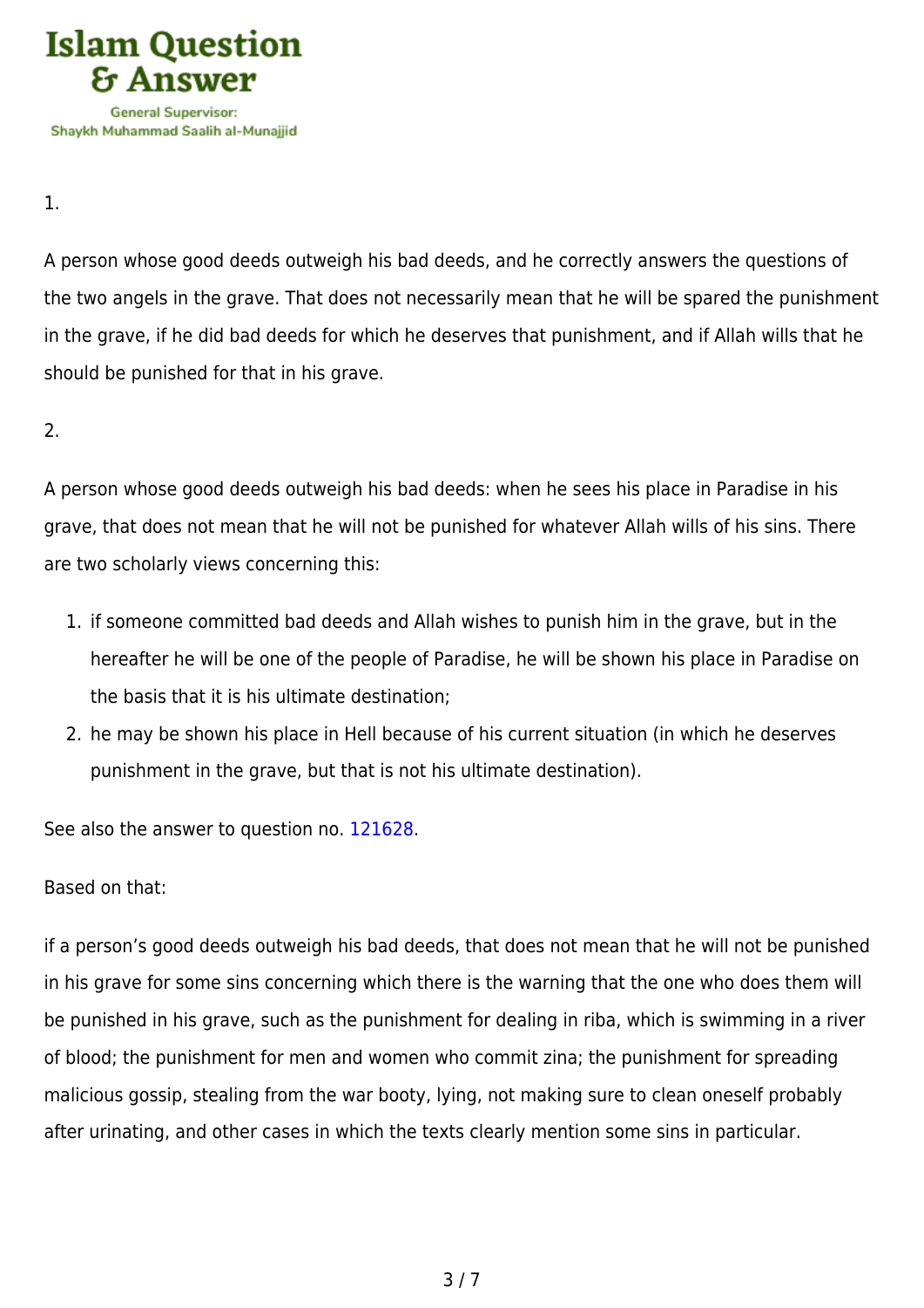1.

A person whose good deeds outweigh his bad deeds, and he correctly answers the questions of the two angels in the grave. That does not necessarily mean that he will be spared the punishment in the grave, if he did bad deeds for which he deserves that punishment, and if Allah wills that he should be punished for that in his grave.

2.

A person whose good deeds outweigh his bad deeds: when he sees his place in Paradise in his grave, that does not mean that he will not be punished for whatever Allah wills of his sins. There are two scholarly views concerning this:

1. if someone committed bad deeds and Allah wishes to punish him in the grave, but in the hereafter he will be one of the people of Paradise, he will be shown his place in Paradise on the basis that it is his ultimate destination;
2. he may be shown his place in Hell because of his current situation (in which he deserves punishment in the grave, but that is not his ultimate destination).

See also the answer to question no. 121628.

Based on that:

if a person's good deeds outweigh his bad deeds, that does not mean that he will not be punished in his grave for some sins concerning which there is the warning that the one who does them will be punished in his grave, such as the punishment for dealing in riba, which is swimming in a river of blood; the punishment for men and women who commit zina; the punishment for spreading malicious gossip, stealing from the war booty, lying, not making sure to clean oneself probably after urinating, and other cases in which the texts clearly mention some sins in particular.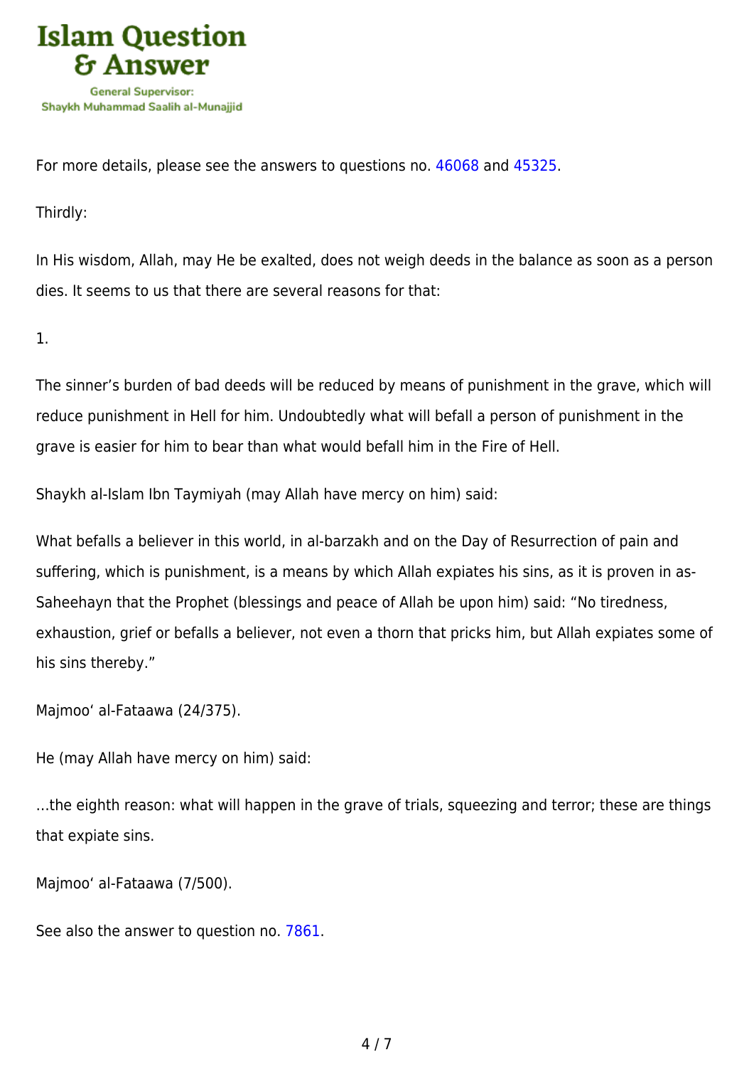For more details, please see the answers to questions no. 46068 and 45325.

Thirdly:

In His wisdom, Allah, may He be exalted, does not weigh deeds in the balance as soon as a person dies. It seems to us that there are several reasons for that:

1.

The sinner's burden of bad deeds will be reduced by means of punishment in the grave, which will reduce punishment in Hell for him. Undoubtedly what will befall a person of punishment in the grave is easier for him to bear than what would befall him in the Fire of Hell.

Shaykh al-Islam Ibn Taymiyah (may Allah have mercy on him) said:

What befalls a believer in this world, in al-barzakh and on the Day of Resurrection of pain and suffering, which is punishment, is a means by which Allah expiates his sins, as it is proven in as-Saheehayn that the Prophet (blessings and peace of Allah be upon him) said: "No tiredness, exhaustion, grief or befalls a believer, not even a thorn that pricks him, but Allah expiates some of his sins thereby."

Majmoo' al-Fataawa (24/375).

He (may Allah have mercy on him) said:

…the eighth reason: what will happen in the grave of trials, squeezing and terror; these are things that expiate sins.

Majmoo' al-Fataawa (7/500).

See also the answer to question no. 7861.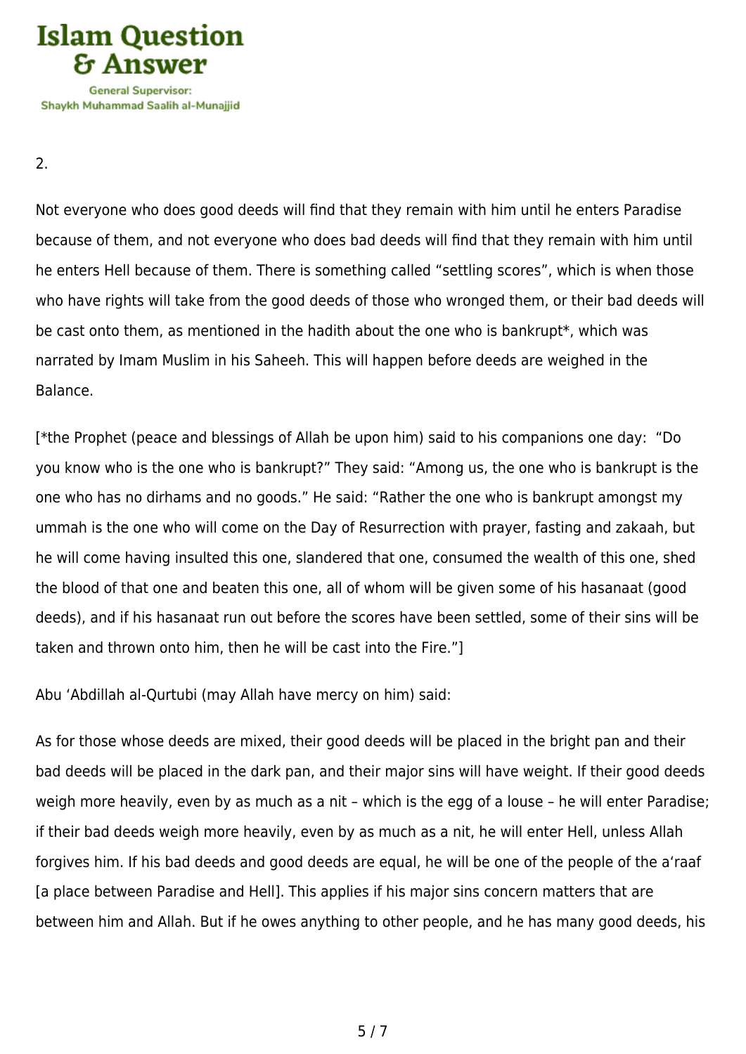2.

Not everyone who does good deeds will find that they remain with him until he enters Paradise because of them, and not everyone who does bad deeds will find that they remain with him until he enters Hell because of them. There is something called “settling scores”, which is when those who have rights will take from the good deeds of those who wronged them, or their bad deeds will be cast onto them, as mentioned in the hadith about the one who is bankrupt*, which was narrated by Imam Muslim in his Saheeh. This will happen before deeds are weighed in the Balance.

[*the Prophet (peace and blessings of Allah be upon him) said to his companions one day: “Do you know who is the one who is bankrupt?” They said: “Among us, the one who is bankrupt is the one who has no dirhams and no goods.” He said: “Rather the one who is bankrupt amongst my ummah is the one who will come on the Day of Resurrection with prayer, fasting and zakaah, but he will come having insulted this one, slandered that one, consumed the wealth of this one, shed the blood of that one and beaten this one, all of whom will be given some of his hasanaat (good deeds), and if his hasanaat run out before the scores have been settled, some of their sins will be taken and thrown onto him, then he will be cast into the Fire.”]

Abu ‘Abdillah al-Qurtubi (may Allah have mercy on him) said:

As for those whose deeds are mixed, their good deeds will be placed in the bright pan and their bad deeds will be placed in the dark pan, and their major sins will have weight. If their good deeds weigh more heavily, even by as much as a nit – which is the egg of a louse – he will enter Paradise; if their bad deeds weigh more heavily, even by as much as a nit, he will enter Hell, unless Allah forgives him. If his bad deeds and good deeds are equal, he will be one of the people of the a‘raaf [a place between Paradise and Hell]. This applies if his major sins concern matters that are between him and Allah. But if he owes anything to other people, and he has many good deeds, his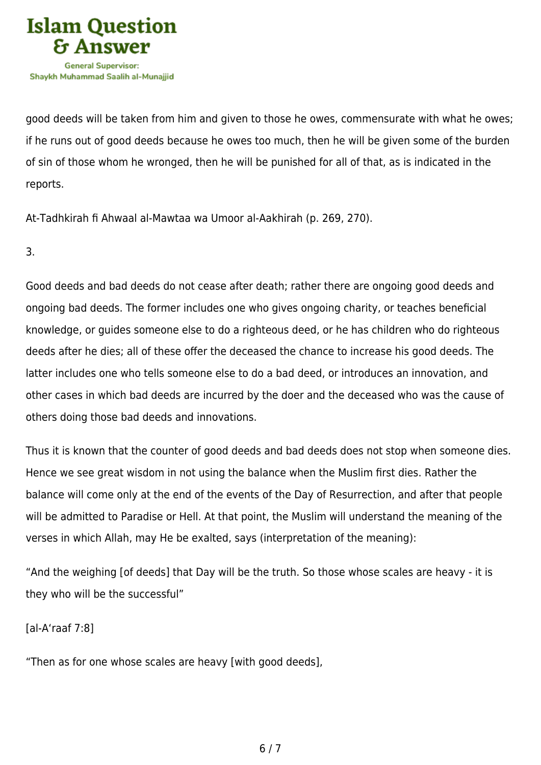good deeds will be taken from him and given to those he owes, commensurate with what he owes; if he runs out of good deeds because he owes too much, then he will be given some of the burden of sin of those whom he wronged, then he will be punished for all of that, as is indicated in the reports.

At-Tadhkirah fi Ahwaal al-Mawtaa wa Umoor al-Aakhirah (p. 269, 270).

3.

Good deeds and bad deeds do not cease after death; rather there are ongoing good deeds and ongoing bad deeds. The former includes one who gives ongoing charity, or teaches beneficial knowledge, or guides someone else to do a righteous deed, or he has children who do righteous deeds after he dies; all of these offer the deceased the chance to increase his good deeds. The latter includes one who tells someone else to do a bad deed, or introduces an innovation, and other cases in which bad deeds are incurred by the doer and the deceased who was the cause of others doing those bad deeds and innovations.

Thus it is known that the counter of good deeds and bad deeds does not stop when someone dies. Hence we see great wisdom in not using the balance when the Muslim first dies. Rather the balance will come only at the end of the events of the Day of Resurrection, and after that people will be admitted to Paradise or Hell. At that point, the Muslim will understand the meaning of the verses in which Allah, may He be exalted, says (interpretation of the meaning):

"And the weighing [of deeds] that Day will be the truth. So those whose scales are heavy - it is they who will be the successful"

[al-A'raaf 7:8]

"Then as for one whose scales are heavy [with good deeds],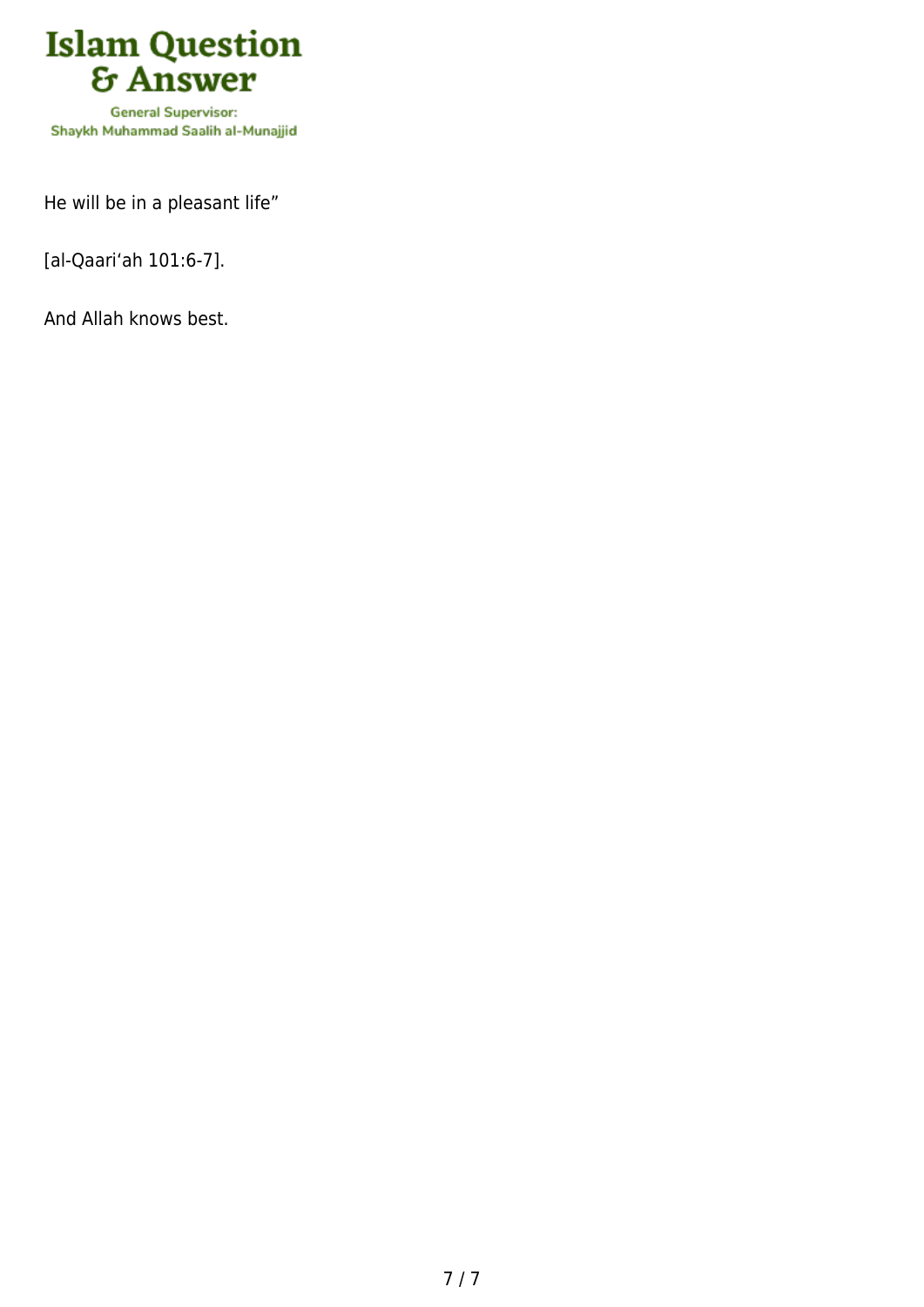He will be in a pleasant life”

[al-Qaari‘ah 101:6-7].

And Allah knows best.